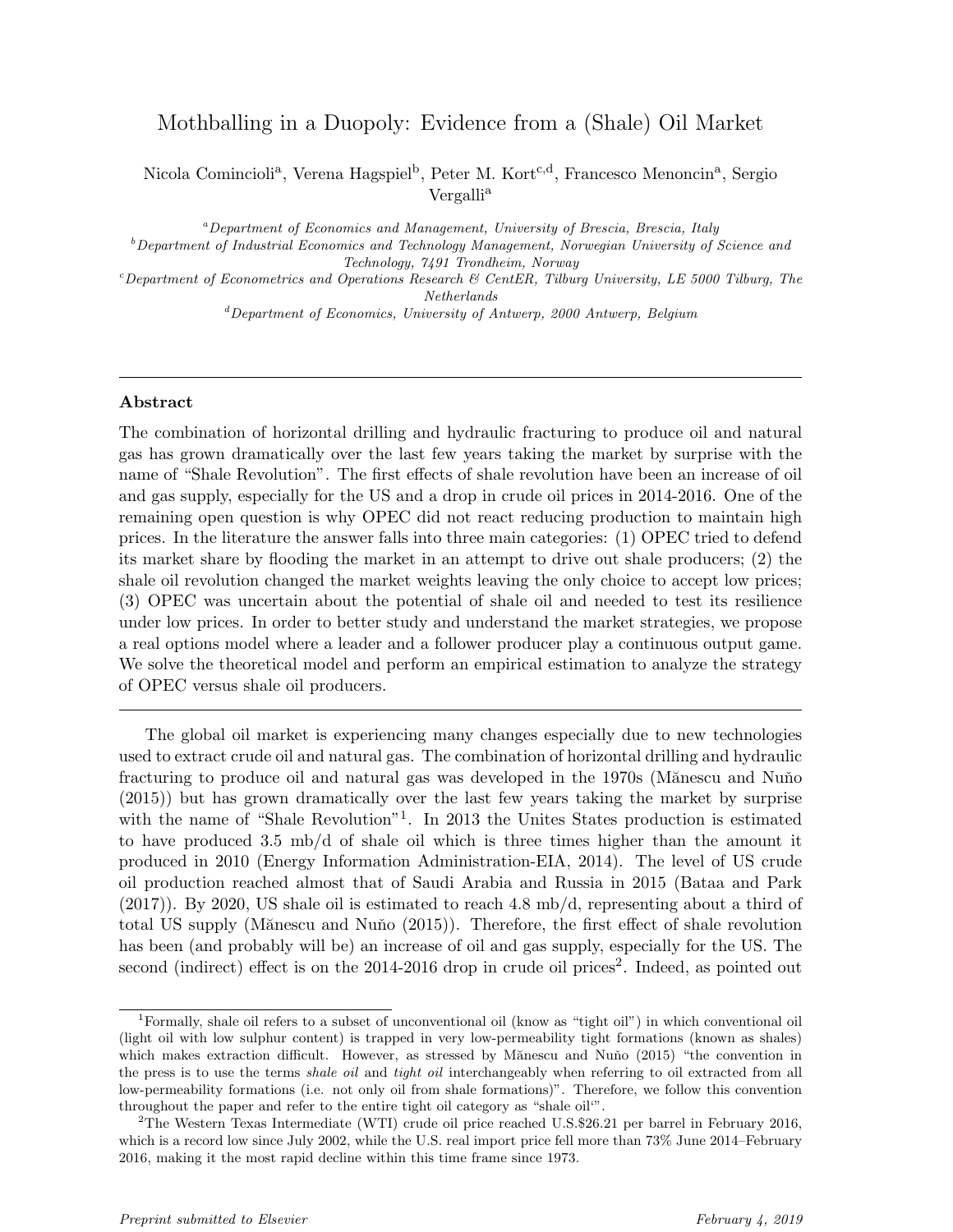# Mothballing in a Duopoly: Evidence from a (Shale) Oil Market

Nicola Comincioli[a], Verena Hagspiel[b], Peter M. Kort[c,d], Francesco Menoncin[a], Sergio Vergalli[a]

[a]*Department of Economics and Management, University of Brescia, Brescia, Italy*
[b]*Department of Industrial Economics and Technology Management, Norwegian University of Science and Technology, 7491 Trondheim, Norway*
[c]*Department of Econometrics and Operations Research & CentER, Tilburg University, LE 5000 Tilburg, The Netherlands*
[d]*Department of Economics, University of Antwerp, 2000 Antwerp, Belgium*

---

## Abstract

The combination of horizontal drilling and hydraulic fracturing to produce oil and natural gas has grown dramatically over the last few years taking the market by surprise with the name of "Shale Revolution". The first effects of shale revolution have been an increase of oil and gas supply, especially for the US and a drop in crude oil prices in 2014-2016. One of the remaining open question is why OPEC did not react reducing production to maintain high prices. In the literature the answer falls into three main categories: (1) OPEC tried to defend its market share by flooding the market in an attempt to drive out shale producers; (2) the shale oil revolution changed the market weights leaving the only choice to accept low prices; (3) OPEC was uncertain about the potential of shale oil and needed to test its resilience under low prices. In order to better study and understand the market strategies, we propose a real options model where a leader and a follower producer play a continuous output game. We solve the theoretical model and perform an empirical estimation to analyze the strategy of OPEC versus shale oil producers.

---

The global oil market is experiencing many changes especially due to new technologies used to extract crude oil and natural gas. The combination of horizontal drilling and hydraulic fracturing to produce oil and natural gas was developed in the 1970s (Mănescu and Nuňo (2015)) but has grown dramatically over the last few years taking the market by surprise with the name of "Shale Revolution"[1]. In 2013 the Unites States production is estimated to have produced 3.5 mb/d of shale oil which is three times higher than the amount it produced in 2010 (Energy Information Administration-EIA, 2014). The level of US crude oil production reached almost that of Saudi Arabia and Russia in 2015 (Bataa and Park (2017)). By 2020, US shale oil is estimated to reach 4.8 mb/d, representing about a third of total US supply (Mănescu and Nuňo (2015)). Therefore, the first effect of shale revolution has been (and probably will be) an increase of oil and gas supply, especially for the US. The second (indirect) effect is on the 2014-2016 drop in crude oil prices[2]. Indeed, as pointed out

---

[1]Formally, shale oil refers to a subset of unconventional oil (know as "tight oil") in which conventional oil (light oil with low sulphur content) is trapped in very low-permeability tight formations (known as shales) which makes extraction difficult. However, as stressed by Mănescu and Nuňo (2015) "the convention in the press is to use the terms *shale oil* and *tight oil* interchangeably when referring to oil extracted from all low-permeability formations (i.e. not only oil from shale formations)". Therefore, we follow this convention throughout the paper and refer to the entire tight oil category as "shale oil'".

[2]The Western Texas Intermediate (WTI) crude oil price reached U.S.$26.21 per barrel in February 2016, which is a record low since July 2002, while the U.S. real import price fell more than 73% June 2014–February 2016, making it the most rapid decline within this time frame since 1973.

*Preprint submitted to Elsevier* *February 4, 2019*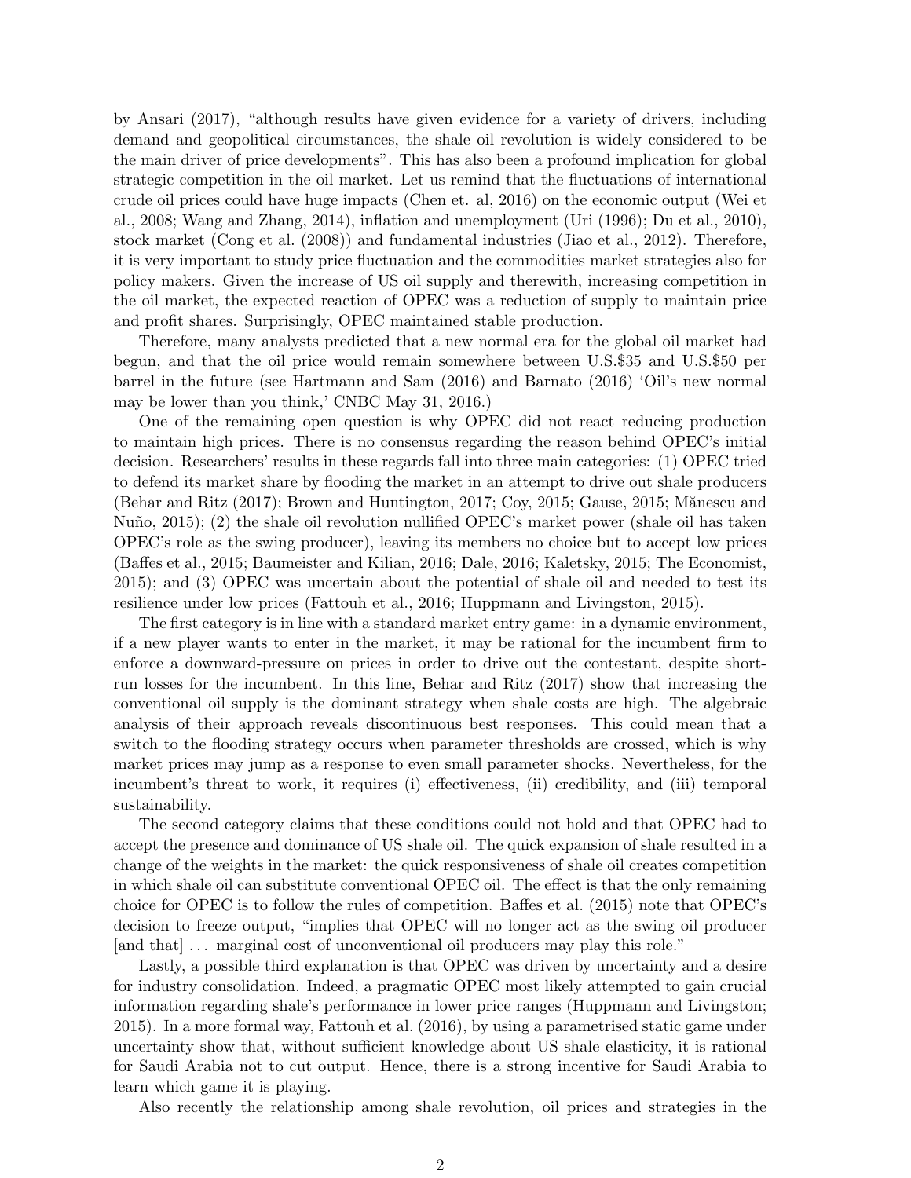by Ansari (2017), "although results have given evidence for a variety of drivers, including demand and geopolitical circumstances, the shale oil revolution is widely considered to be the main driver of price developments". This has also been a profound implication for global strategic competition in the oil market. Let us remind that the fluctuations of international crude oil prices could have huge impacts (Chen et. al, 2016) on the economic output (Wei et al., 2008; Wang and Zhang, 2014), inflation and unemployment (Uri (1996); Du et al., 2010), stock market (Cong et al. (2008)) and fundamental industries (Jiao et al., 2012). Therefore, it is very important to study price fluctuation and the commodities market strategies also for policy makers. Given the increase of US oil supply and therewith, increasing competition in the oil market, the expected reaction of OPEC was a reduction of supply to maintain price and profit shares. Surprisingly, OPEC maintained stable production.

Therefore, many analysts predicted that a new normal era for the global oil market had begun, and that the oil price would remain somewhere between U.S.$35 and U.S.$50 per barrel in the future (see Hartmann and Sam (2016) and Barnato (2016) 'Oil's new normal may be lower than you think,' CNBC May 31, 2016.)

One of the remaining open question is why OPEC did not react reducing production to maintain high prices. There is no consensus regarding the reason behind OPEC's initial decision. Researchers' results in these regards fall into three main categories: (1) OPEC tried to defend its market share by flooding the market in an attempt to drive out shale producers (Behar and Ritz (2017); Brown and Huntington, 2017; Coy, 2015; Gause, 2015; Mănescu and Nuño, 2015); (2) the shale oil revolution nullified OPEC's market power (shale oil has taken OPEC's role as the swing producer), leaving its members no choice but to accept low prices (Baffes et al., 2015; Baumeister and Kilian, 2016; Dale, 2016; Kaletsky, 2015; The Economist, 2015); and (3) OPEC was uncertain about the potential of shale oil and needed to test its resilience under low prices (Fattouh et al., 2016; Huppmann and Livingston, 2015).

The first category is in line with a standard market entry game: in a dynamic environment, if a new player wants to enter in the market, it may be rational for the incumbent firm to enforce a downward-pressure on prices in order to drive out the contestant, despite short-run losses for the incumbent. In this line, Behar and Ritz (2017) show that increasing the conventional oil supply is the dominant strategy when shale costs are high. The algebraic analysis of their approach reveals discontinuous best responses. This could mean that a switch to the flooding strategy occurs when parameter thresholds are crossed, which is why market prices may jump as a response to even small parameter shocks. Nevertheless, for the incumbent's threat to work, it requires (i) effectiveness, (ii) credibility, and (iii) temporal sustainability.

The second category claims that these conditions could not hold and that OPEC had to accept the presence and dominance of US shale oil. The quick expansion of shale resulted in a change of the weights in the market: the quick responsiveness of shale oil creates competition in which shale oil can substitute conventional OPEC oil. The effect is that the only remaining choice for OPEC is to follow the rules of competition. Baffes et al. (2015) note that OPEC's decision to freeze output, "implies that OPEC will no longer act as the swing oil producer [and that] ... marginal cost of unconventional oil producers may play this role."

Lastly, a possible third explanation is that OPEC was driven by uncertainty and a desire for industry consolidation. Indeed, a pragmatic OPEC most likely attempted to gain crucial information regarding shale's performance in lower price ranges (Huppmann and Livingston; 2015). In a more formal way, Fattouh et al. (2016), by using a parametrised static game under uncertainty show that, without sufficient knowledge about US shale elasticity, it is rational for Saudi Arabia not to cut output. Hence, there is a strong incentive for Saudi Arabia to learn which game it is playing.

Also recently the relationship among shale revolution, oil prices and strategies in the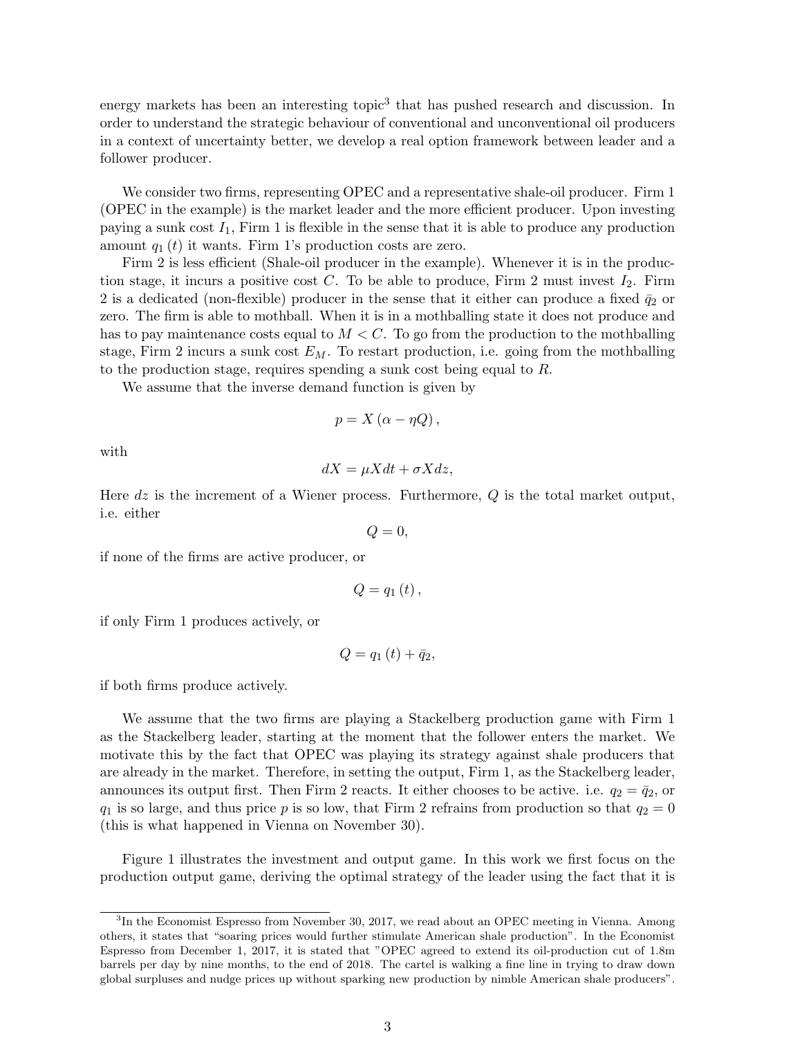energy markets has been an interesting topic[3] that has pushed research and discussion. In order to understand the strategic behaviour of conventional and unconventional oil producers in a context of uncertainty better, we develop a real option framework between leader and a follower producer.

We consider two firms, representing OPEC and a representative shale-oil producer. Firm 1 (OPEC in the example) is the market leader and the more efficient producer. Upon investing paying a sunk cost $I_1$, Firm 1 is flexible in the sense that it is able to produce any production amount $q_1(t)$ it wants. Firm 1's production costs are zero.

Firm 2 is less efficient (Shale-oil producer in the example). Whenever it is in the production stage, it incurs a positive cost $C$. To be able to produce, Firm 2 must invest $I_2$. Firm 2 is a dedicated (non-flexible) producer in the sense that it either can produce a fixed $\bar{q}_2$ or zero. The firm is able to mothball. When it is in a mothballing state it does not produce and has to pay maintenance costs equal to $M < C$. To go from the production to the mothballing stage, Firm 2 incurs a sunk cost $E_M$. To restart production, i.e. going from the mothballing to the production stage, requires spending a sunk cost being equal to $R$.

We assume that the inverse demand function is given by

$$p = X(\alpha - \eta Q),$$

with

$$dX = \mu X dt + \sigma X dz,$$

Here $dz$ is the increment of a Wiener process. Furthermore, $Q$ is the total market output, i.e. either

$$Q = 0,$$

if none of the firms are active producer, or

$$Q = q_1(t),$$

if only Firm 1 produces actively, or

$$Q = q_1(t) + \bar{q}_2,$$

if both firms produce actively.

We assume that the two firms are playing a Stackelberg production game with Firm 1 as the Stackelberg leader, starting at the moment that the follower enters the market. We motivate this by the fact that OPEC was playing its strategy against shale producers that are already in the market. Therefore, in setting the output, Firm 1, as the Stackelberg leader, announces its output first. Then Firm 2 reacts. It either chooses to be active. i.e. $q_2 = \bar{q}_2$, or $q_1$ is so large, and thus price $p$ is so low, that Firm 2 refrains from production so that $q_2 = 0$ (this is what happened in Vienna on November 30).

Figure 1 illustrates the investment and output game. In this work we first focus on the production output game, deriving the optimal strategy of the leader using the fact that it is

[3] In the Economist Espresso from November 30, 2017, we read about an OPEC meeting in Vienna. Among others, it states that "soaring prices would further stimulate American shale production". In the Economist Espresso from December 1, 2017, it is stated that "OPEC agreed to extend its oil-production cut of 1.8m barrels per day by nine months, to the end of 2018. The cartel is walking a fine line in trying to draw down global surpluses and nudge prices up without sparking new production by nimble American shale producers".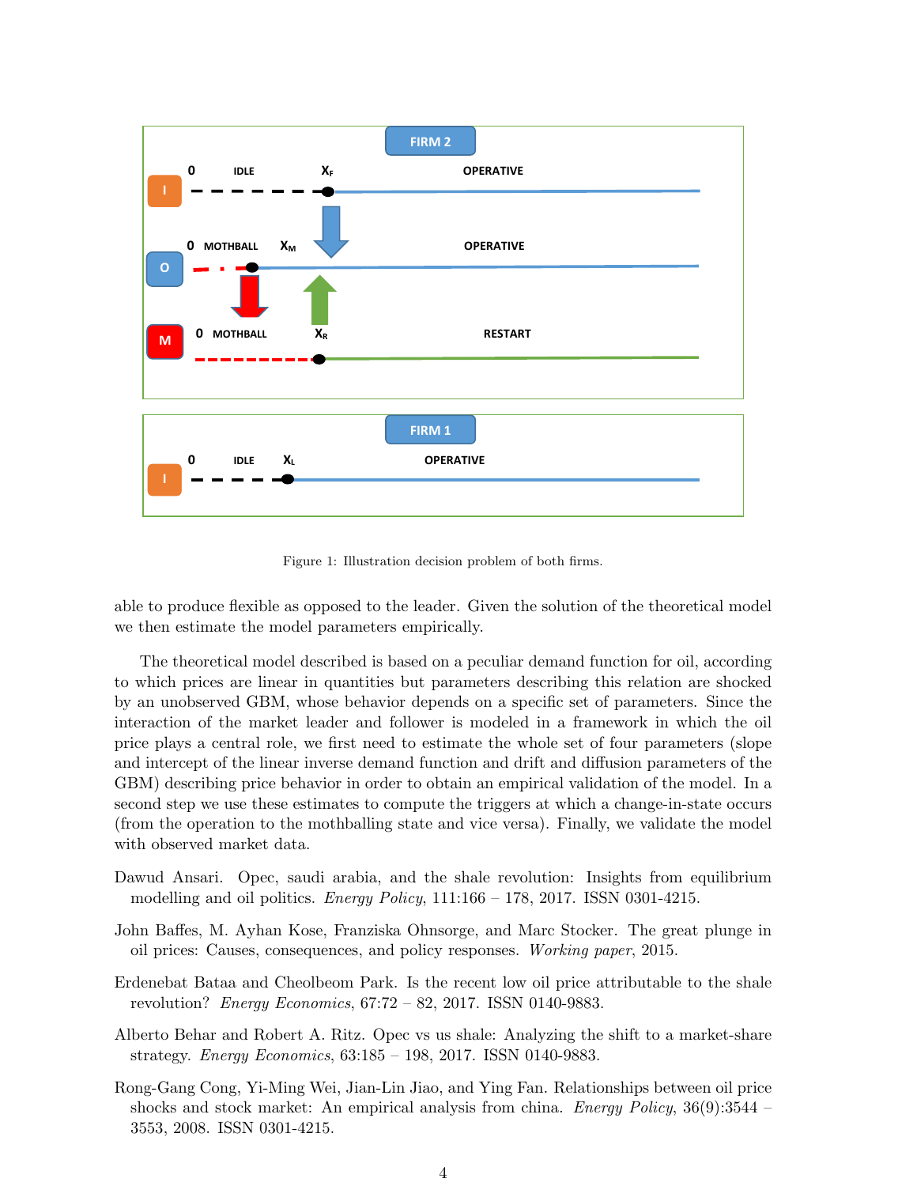Figure 1: Illustration decision problem of both firms.

able to produce flexible as opposed to the leader. Given the solution of the theoretical model we then estimate the model parameters empirically.

The theoretical model described is based on a peculiar demand function for oil, according to which prices are linear in quantities but parameters describing this relation are shocked by an unobserved GBM, whose behavior depends on a specific set of parameters. Since the interaction of the market leader and follower is modeled in a framework in which the oil price plays a central role, we first need to estimate the whole set of four parameters (slope and intercept of the linear inverse demand function and drift and diffusion parameters of the GBM) describing price behavior in order to obtain an empirical validation of the model. In a second step we use these estimates to compute the triggers at which a change-in-state occurs (from the operation to the mothballing state and vice versa). Finally, we validate the model with observed market data.

Dawud Ansari. Opec, saudi arabia, and the shale revolution: Insights from equilibrium modelling and oil politics. *Energy Policy*, 111:166 – 178, 2017. ISSN 0301-4215.

John Baffes, M. Ayhan Kose, Franziska Ohnsorge, and Marc Stocker. The great plunge in oil prices: Causes, consequences, and policy responses. *Working paper*, 2015.

Erdenebat Bataa and Cheolbeom Park. Is the recent low oil price attributable to the shale revolution? *Energy Economics*, 67:72 – 82, 2017. ISSN 0140-9883.

Alberto Behar and Robert A. Ritz. Opec vs us shale: Analyzing the shift to a market-share strategy. *Energy Economics*, 63:185 – 198, 2017. ISSN 0140-9883.

Rong-Gang Cong, Yi-Ming Wei, Jian-Lin Jiao, and Ying Fan. Relationships between oil price shocks and stock market: An empirical analysis from china. *Energy Policy*, 36(9):3544 – 3553, 2008. ISSN 0301-4215.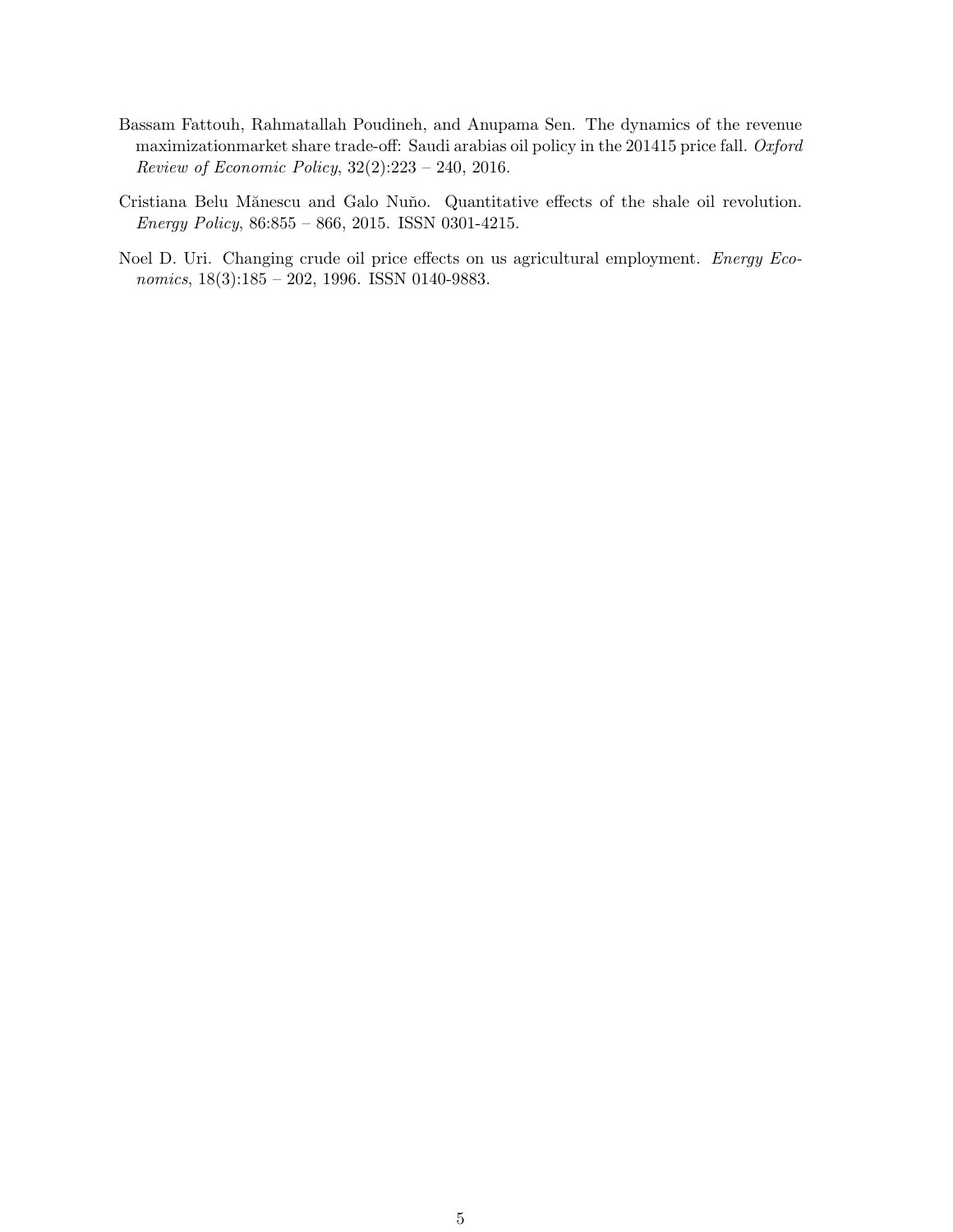Bassam Fattouh, Rahmatallah Poudineh, and Anupama Sen. The dynamics of the revenue maximizationmarket share trade-off: Saudi arabias oil policy in the 201415 price fall. *Oxford Review of Economic Policy*, 32(2):223 – 240, 2016.

Cristiana Belu Mănescu and Galo Nuño. Quantitative effects of the shale oil revolution. *Energy Policy*, 86:855 – 866, 2015. ISSN 0301-4215.

Noel D. Uri. Changing crude oil price effects on us agricultural employment. *Energy Economics*, 18(3):185 – 202, 1996. ISSN 0140-9883.